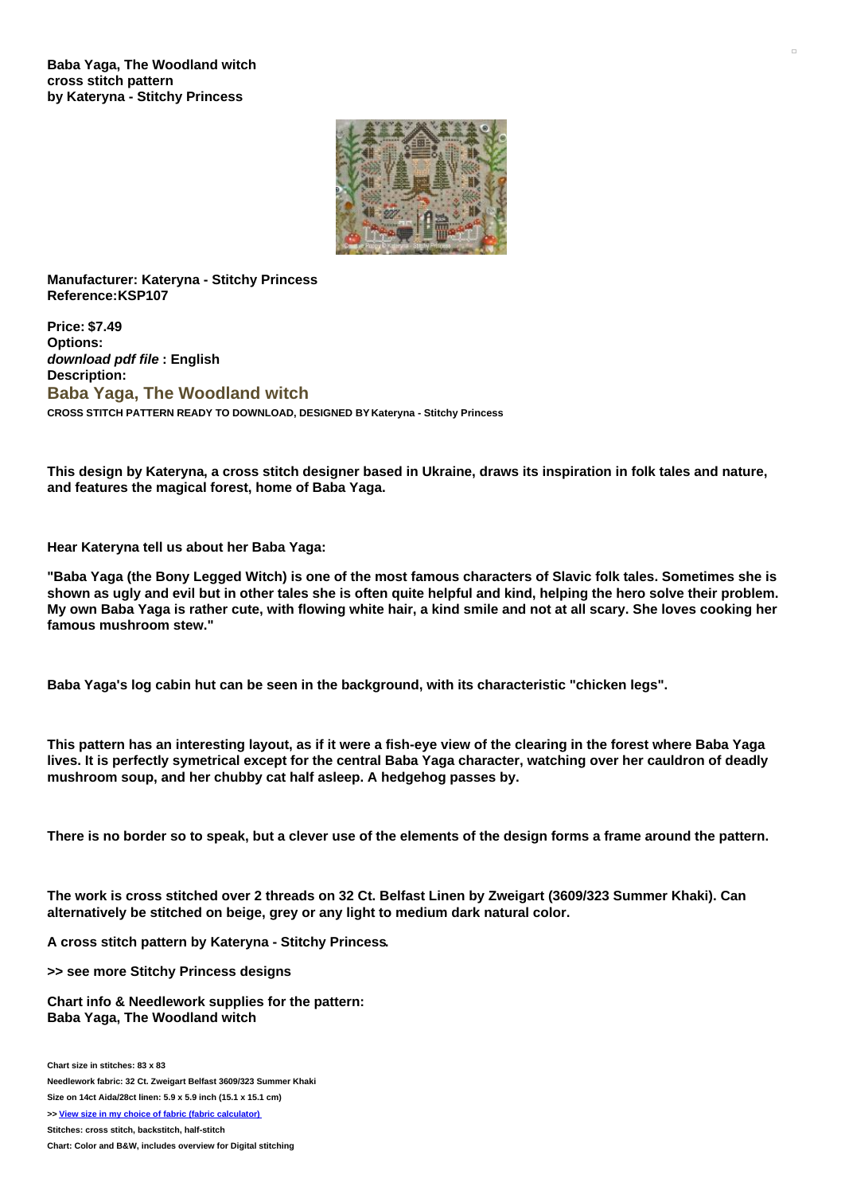**Baba Yaga, The Woodland witch**
**cross stitch pattern**
**by Kateryna - Stitchy Princess**

**Manufacturer: Kateryna - Stitchy Princess**
**Reference:KSP107**

**Price: $7.49**
**Options:**
***download pdf file* : English**
**Description:**

## Baba Yaga, The Woodland witch

**CROSS STITCH PATTERN READY TO DOWNLOAD, DESIGNED BY Kateryna - Stitchy Princess**

**This design by Kateryna, a cross stitch designer based in Ukraine, draws its inspiration in folk tales and nature, and features the magical forest, home of Baba Yaga.**

**Hear Kateryna tell us about her Baba Yaga:**

**"Baba Yaga (the Bony Legged Witch) is one of the most famous characters of Slavic folk tales. Sometimes she is shown as ugly and evil but in other tales she is often quite helpful and kind, helping the hero solve their problem. My own Baba Yaga is rather cute, with flowing white hair, a kind smile and not at all scary. She loves cooking her famous mushroom stew."**

**Baba Yaga's log cabin hut can be seen in the background, with its characteristic "chicken legs".**

**This pattern has an interesting layout, as if it were a fish-eye view of the clearing in the forest where Baba Yaga lives. It is perfectly symetrical except for the central Baba Yaga character, watching over her cauldron of deadly mushroom soup, and her chubby cat half asleep. A hedgehog passes by.**

**There is no border so to speak, but a clever use of the elements of the design forms a frame around the pattern.**

**The work is cross stitched over 2 threads on 32 Ct. Belfast Linen by Zweigart (3609/323 Summer Khaki). Can alternatively be stitched on beige, grey or any light to medium dark natural color.**

**A cross stitch pattern by Kateryna - Stitchy Princess.**

**>> see more Stitchy Princess designs**

**Chart info & Needlework supplies for the pattern:**
**Baba Yaga, The Woodland witch**

**Chart size in stitches: 83 x 83**

**Needlework fabric: 32 Ct. Zweigart Belfast 3609/323 Summer Khaki**

**Size on 14ct Aida/28ct linen: 5.9 x 5.9 inch (15.1 x 15.1 cm)**

**>> View size in my choice of fabric (fabric calculator)**

**Stitches: cross stitch, backstitch, half-stitch**

**Chart: Color and B&W, includes overview for Digital stitching**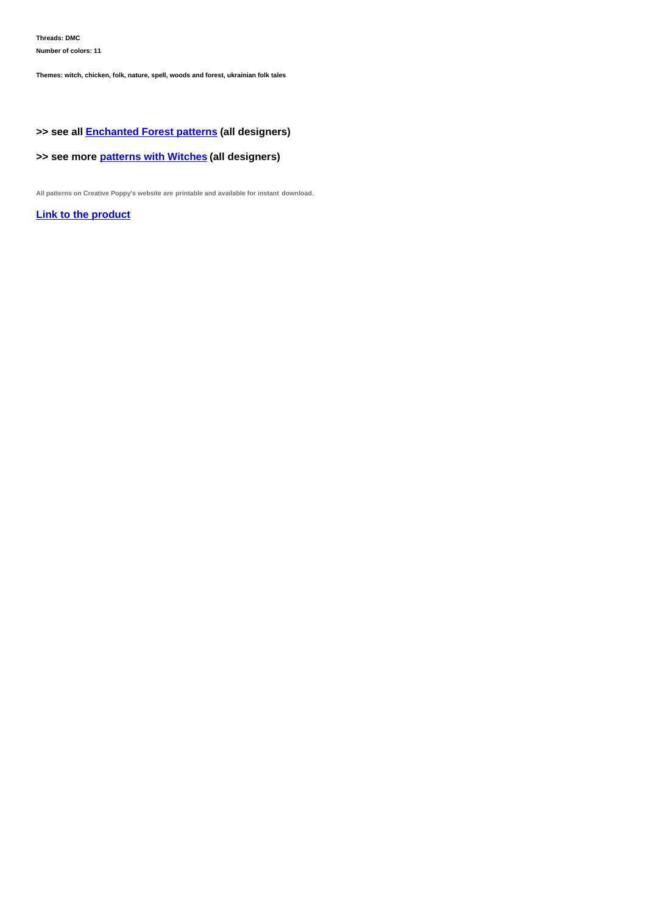**Threads: DMC**

**Number of colors: 11**

**Themes: witch, chicken, folk, nature, spell, woods and forest, ukrainian folk tales**

**>> see all Enchanted Forest patterns (all designers)**

**>> see more patterns with Witches (all designers)**

All patterns on Creative Poppy's website are printable and available for instant download.

**Link to the product**